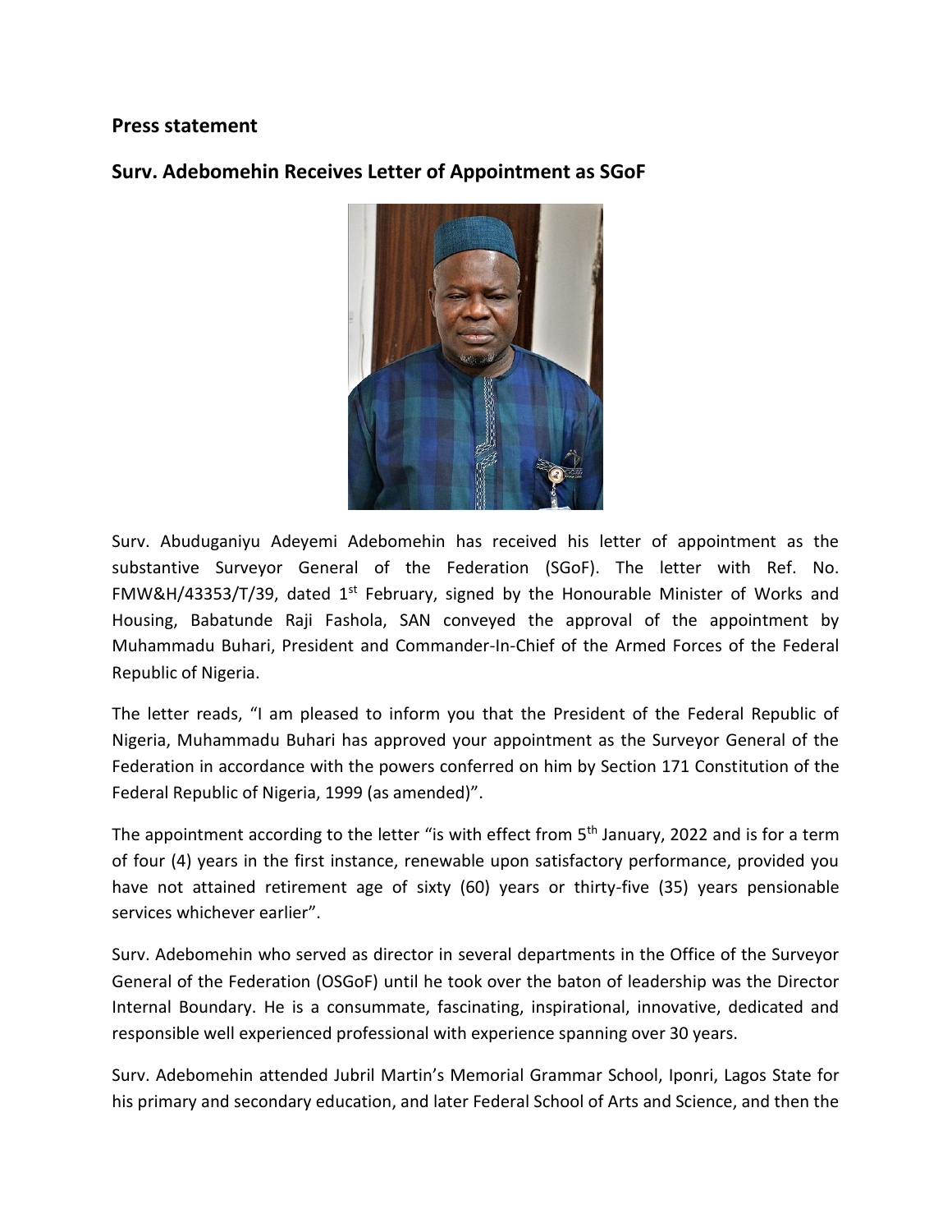## Press statement

## Surv. Adebomehin Receives Letter of Appointment as SGoF

Surv. Abuduganiyu Adeyemi Adebomehin has received his letter of appointment as the substantive Surveyor General of the Federation (SGoF). The letter with Ref. No. FMW&H/43353/T/39, dated 1st February, signed by the Honourable Minister of Works and Housing, Babatunde Raji Fashola, SAN conveyed the approval of the appointment by Muhammadu Buhari, President and Commander-In-Chief of the Armed Forces of the Federal Republic of Nigeria.

The letter reads, "I am pleased to inform you that the President of the Federal Republic of Nigeria, Muhammadu Buhari has approved your appointment as the Surveyor General of the Federation in accordance with the powers conferred on him by Section 171 Constitution of the Federal Republic of Nigeria, 1999 (as amended)".

The appointment according to the letter "is with effect from 5th January, 2022 and is for a term of four (4) years in the first instance, renewable upon satisfactory performance, provided you have not attained retirement age of sixty (60) years or thirty-five (35) years pensionable services whichever earlier".

Surv. Adebomehin who served as director in several departments in the Office of the Surveyor General of the Federation (OSGoF) until he took over the baton of leadership was the Director Internal Boundary. He is a consummate, fascinating, inspirational, innovative, dedicated and responsible well experienced professional with experience spanning over 30 years.

Surv. Adebomehin attended Jubril Martin's Memorial Grammar School, Iponri, Lagos State for his primary and secondary education, and later Federal School of Arts and Science, and then the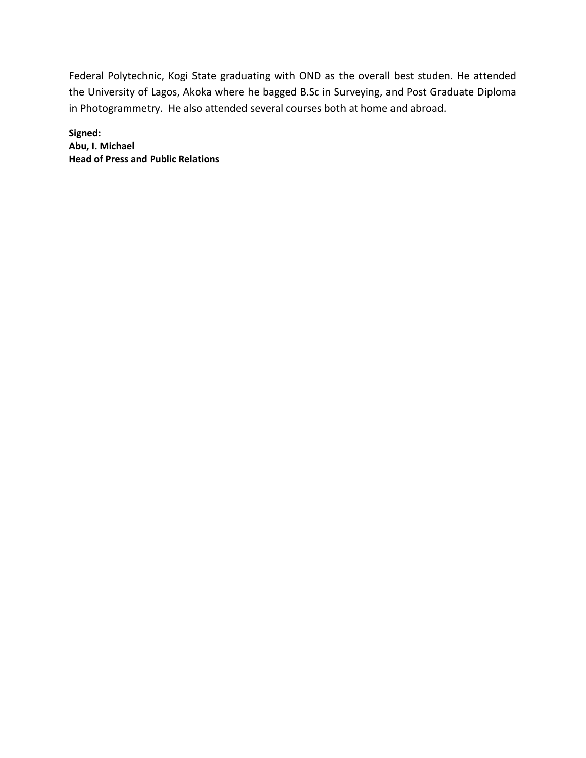Federal Polytechnic, Kogi State graduating with OND as the overall best studen. He attended the University of Lagos, Akoka where he bagged B.Sc in Surveying, and Post Graduate Diploma in Photogrammetry. He also attended several courses both at home and abroad.

**Signed:**
**Abu, I. Michael**
**Head of Press and Public Relations**